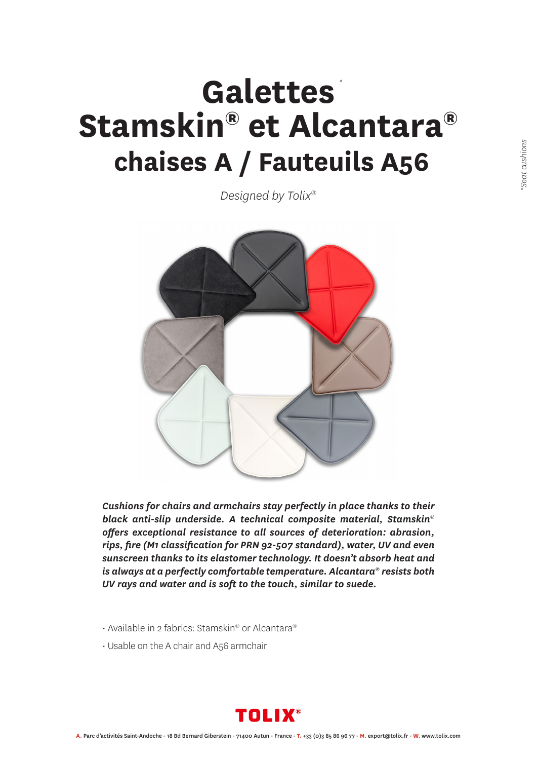# Galettes*
# Stamskin® et Alcantara®
## chaises A / Fauteuils A56

*Designed by Tolix®*

*Seat cushions

***Cushions for chairs and armchairs stay perfectly in place thanks to their black anti-slip underside. A technical composite material, Stamskin® offers exceptional resistance to all sources of deterioration: abrasion, rips, fire (M1 classification for PRN 92-507 standard), water, UV and even sunscreen thanks to its elastomer technology. It doesn't absorb heat and is always at a perfectly comfortable temperature. Alcantara® resists both UV rays and water and is soft to the touch, similar to suede.***

- Available in 2 fabrics: Stamskin® or Alcantara®
- Usable on the A chair and A56 armchair

**TOLIX®**

**A.** Parc d'activités Saint-Andoche - 18 Bd Bernard Giberstein - 71400 Autun - France - **T.** +33 (0)3 85 86 96 77 - **M.** export@tolix.fr - **W.** www.tolix.com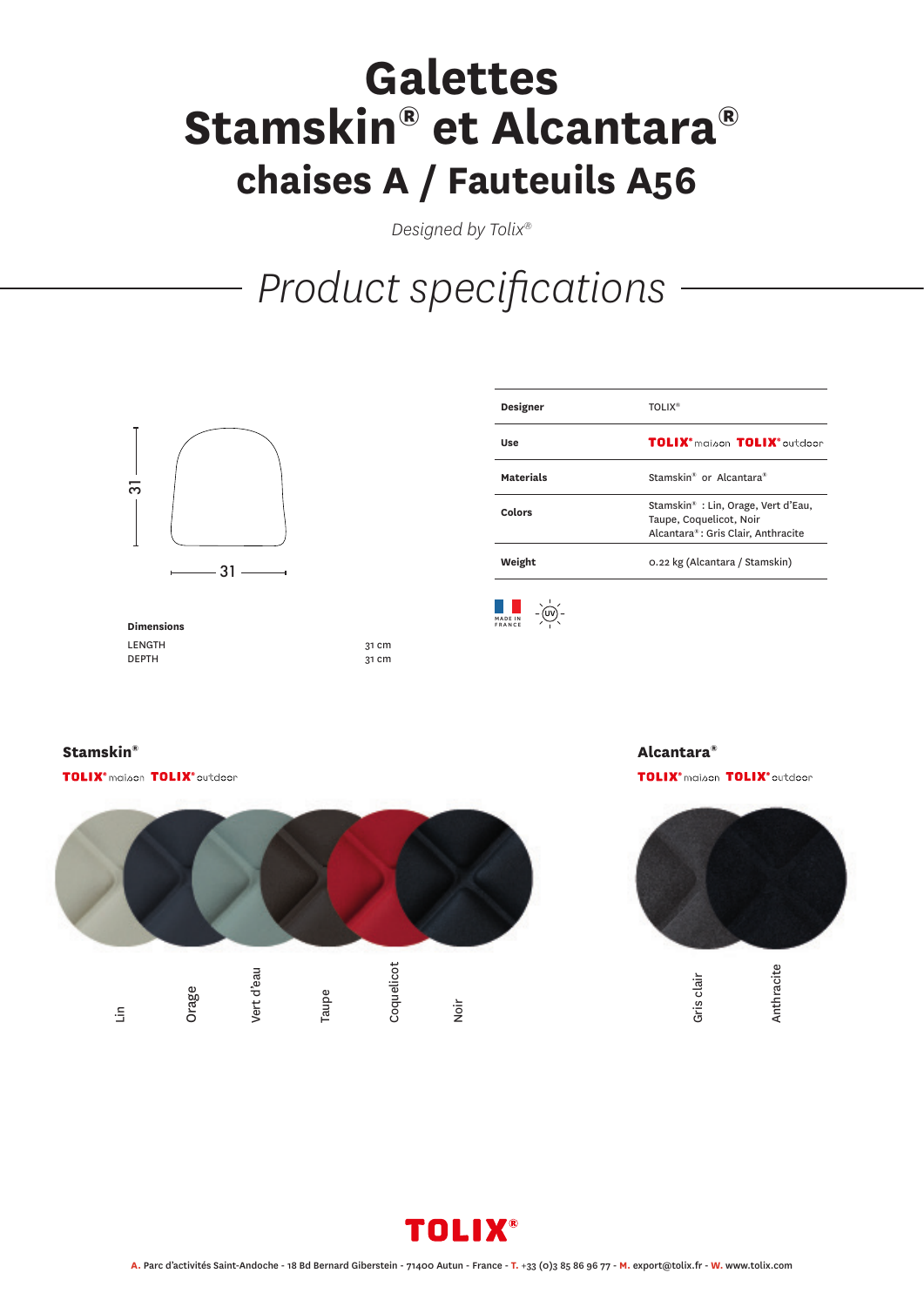# Galettes Stamskin® et Alcantara®

## chaises A / Fauteuils A56

*Designed by Tolix®*

## *Product specifications*

31

31

| | |
|---|---|
| **Designer** | TOLIX® |
| **Use** | TOLIX® maison TOLIX® outdoor |
| **Materials** | Stamskin® or Alcantara® |
| **Colors** | Stamskin® : Lin, Orage, Vert d'Eau, Taupe, Coquelicot, Noir<br>Alcantara® : Gris Clair, Anthracite |
| **Weight** | 0.22 kg (Alcantara / Stamskin) |

MADE IN FRANCE

UV

**Dimensions**

| | |
|---|---|
| LENGTH | 31 cm |
| DEPTH | 31 cm |

### Stamskin®

TOLIX® maison TOLIX® outdoor

Lin

Orage

Vert d'eau

Taupe

Coquelicot

Noir

### Alcantara®

TOLIX® maison TOLIX® outdoor

Gris clair

Anthracite

TOLIX®

**A.** Parc d'activités Saint-Andoche - 18 Bd Bernard Giberstein - 71400 Autun - France - **T.** +33 (0)3 85 86 96 77 - **M.** export@tolix.fr - **W.** www.tolix.com